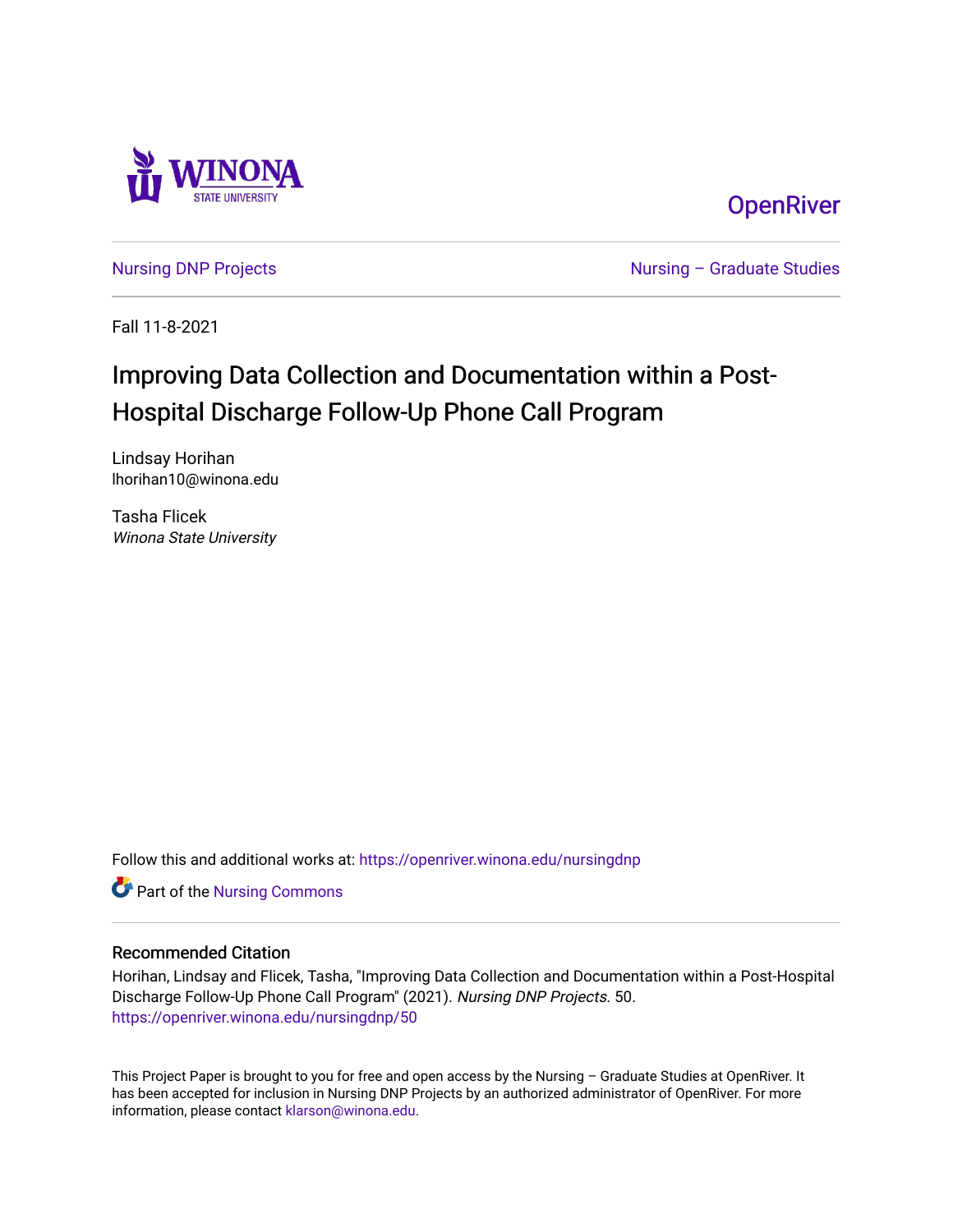Winona State University

OpenRiver

Nursing DNP Projects

Nursing – Graduate Studies

Fall 11-8-2021

# Improving Data Collection and Documentation within a Post-Hospital Discharge Follow-Up Phone Call Program

Lindsay Horihan
lhorihan10@winona.edu

Tasha Flicek
*Winona State University*

Follow this and additional works at: https://openriver.winona.edu/nursingdnp

Part of the Nursing Commons

## Recommended Citation

Horihan, Lindsay and Flicek, Tasha, "Improving Data Collection and Documentation within a Post-Hospital Discharge Follow-Up Phone Call Program" (2021). *Nursing DNP Projects*. 50.
https://openriver.winona.edu/nursingdnp/50

This Project Paper is brought to you for free and open access by the Nursing – Graduate Studies at OpenRiver. It has been accepted for inclusion in Nursing DNP Projects by an authorized administrator of OpenRiver. For more information, please contact klarson@winona.edu.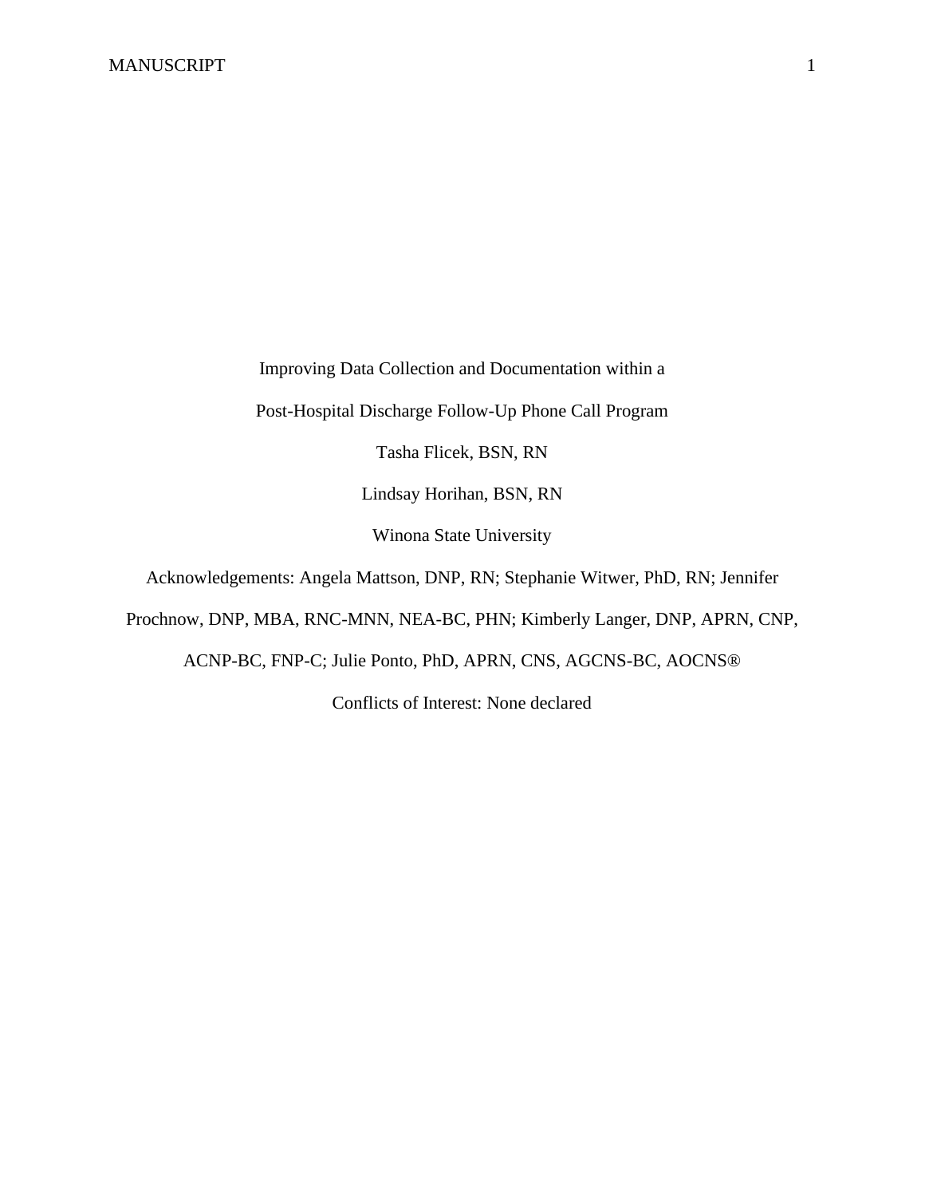# Improving Data Collection and Documentation within a Post-Hospital Discharge Follow-Up Phone Call Program

Tasha Flicek, BSN, RN

Lindsay Horihan, BSN, RN

Winona State University

Acknowledgements: Angela Mattson, DNP, RN; Stephanie Witwer, PhD, RN; Jennifer Prochnow, DNP, MBA, RNC-MNN, NEA-BC, PHN; Kimberly Langer, DNP, APRN, CNP, ACNP-BC, FNP-C; Julie Ponto, PhD, APRN, CNS, AGCNS-BC, AOCNS®

Conflicts of Interest: None declared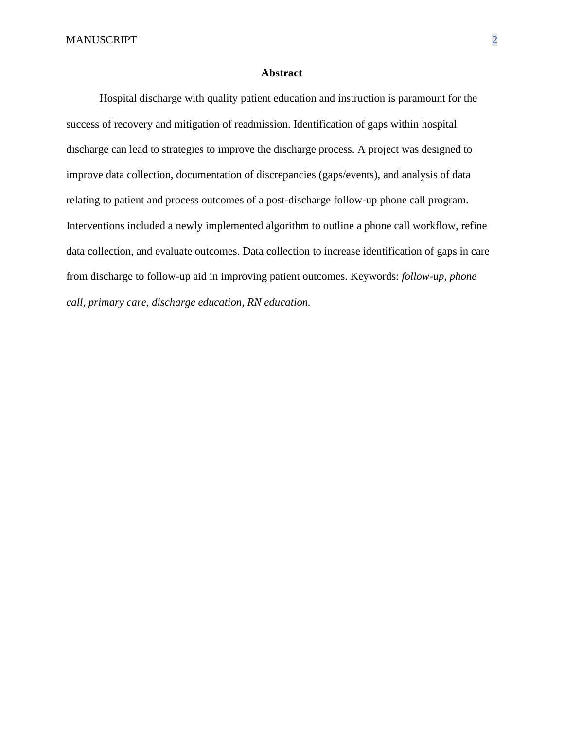## Abstract

Hospital discharge with quality patient education and instruction is paramount for the success of recovery and mitigation of readmission. Identification of gaps within hospital discharge can lead to strategies to improve the discharge process. A project was designed to improve data collection, documentation of discrepancies (gaps/events), and analysis of data relating to patient and process outcomes of a post-discharge follow-up phone call program. Interventions included a newly implemented algorithm to outline a phone call workflow, refine data collection, and evaluate outcomes. Data collection to increase identification of gaps in care from discharge to follow-up aid in improving patient outcomes. Keywords: *follow-up, phone call, primary care, discharge education, RN education.*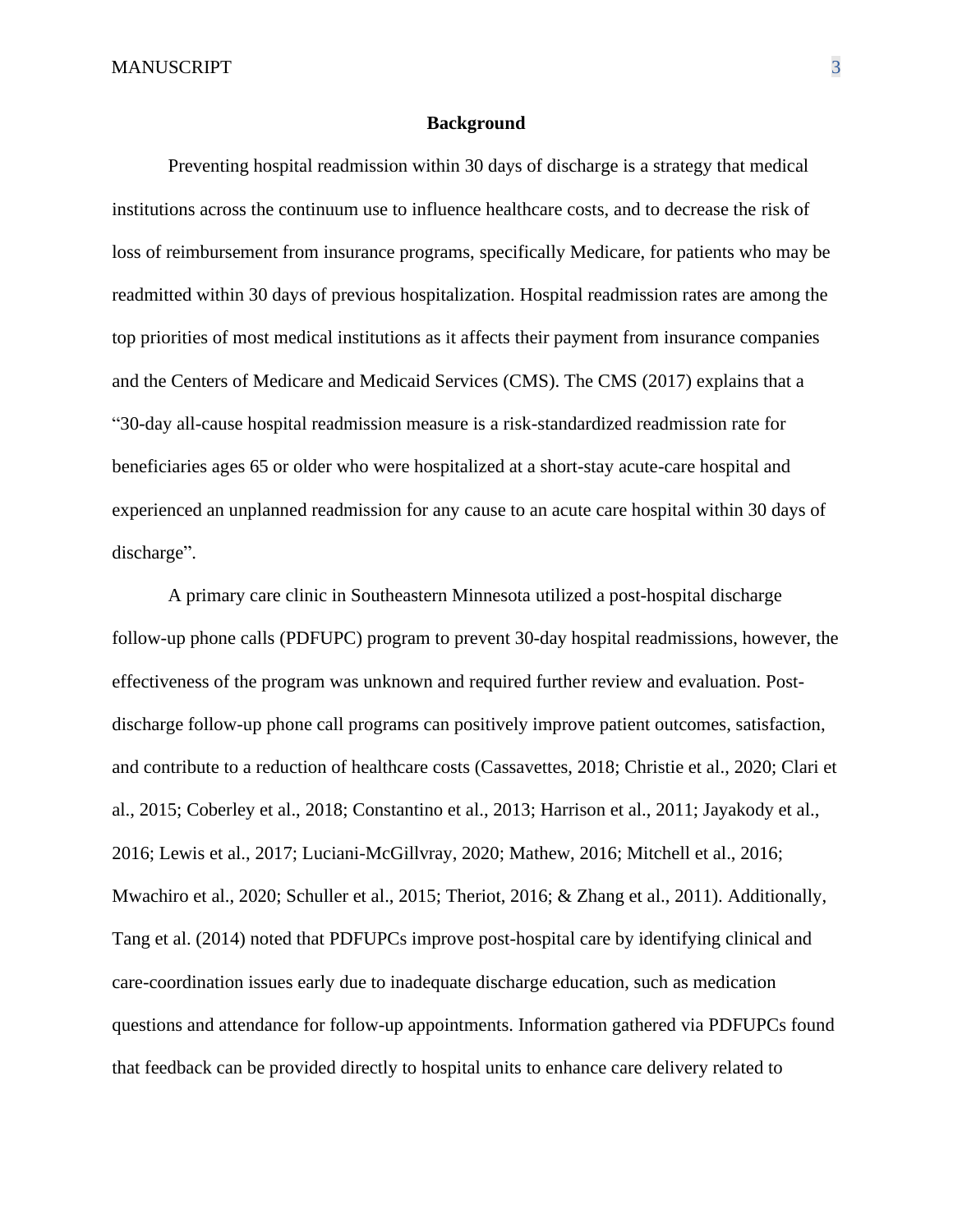## Background

Preventing hospital readmission within 30 days of discharge is a strategy that medical institutions across the continuum use to influence healthcare costs, and to decrease the risk of loss of reimbursement from insurance programs, specifically Medicare, for patients who may be readmitted within 30 days of previous hospitalization. Hospital readmission rates are among the top priorities of most medical institutions as it affects their payment from insurance companies and the Centers of Medicare and Medicaid Services (CMS). The CMS (2017) explains that a "30-day all-cause hospital readmission measure is a risk-standardized readmission rate for beneficiaries ages 65 or older who were hospitalized at a short-stay acute-care hospital and experienced an unplanned readmission for any cause to an acute care hospital within 30 days of discharge".

A primary care clinic in Southeastern Minnesota utilized a post-hospital discharge follow-up phone calls (PDFUPC) program to prevent 30-day hospital readmissions, however, the effectiveness of the program was unknown and required further review and evaluation. Post-discharge follow-up phone call programs can positively improve patient outcomes, satisfaction, and contribute to a reduction of healthcare costs (Cassavettes, 2018; Christie et al., 2020; Clari et al., 2015; Coberley et al., 2018; Constantino et al., 2013; Harrison et al., 2011; Jayakody et al., 2016; Lewis et al., 2017; Luciani-McGillvray, 2020; Mathew, 2016; Mitchell et al., 2016; Mwachiro et al., 2020; Schuller et al., 2015; Theriot, 2016; & Zhang et al., 2011). Additionally, Tang et al. (2014) noted that PDFUPCs improve post-hospital care by identifying clinical and care-coordination issues early due to inadequate discharge education, such as medication questions and attendance for follow-up appointments. Information gathered via PDFUPCs found that feedback can be provided directly to hospital units to enhance care delivery related to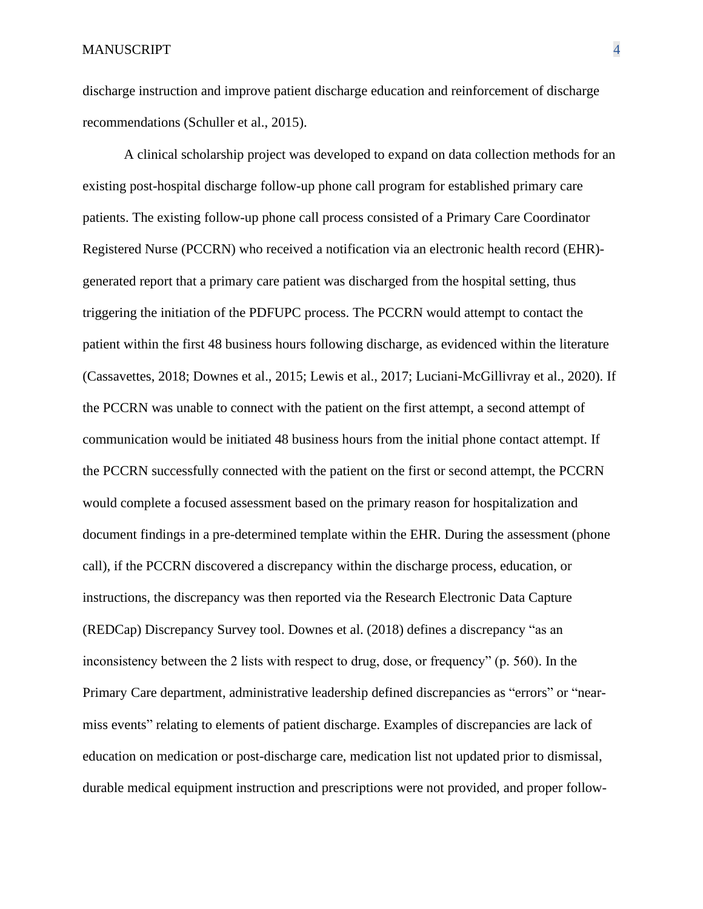discharge instruction and improve patient discharge education and reinforcement of discharge recommendations (Schuller et al., 2015).

A clinical scholarship project was developed to expand on data collection methods for an existing post-hospital discharge follow-up phone call program for established primary care patients. The existing follow-up phone call process consisted of a Primary Care Coordinator Registered Nurse (PCCRN) who received a notification via an electronic health record (EHR)-generated report that a primary care patient was discharged from the hospital setting, thus triggering the initiation of the PDFUPC process. The PCCRN would attempt to contact the patient within the first 48 business hours following discharge, as evidenced within the literature (Cassavettes, 2018; Downes et al., 2015; Lewis et al., 2017; Luciani-McGillivray et al., 2020). If the PCCRN was unable to connect with the patient on the first attempt, a second attempt of communication would be initiated 48 business hours from the initial phone contact attempt. If the PCCRN successfully connected with the patient on the first or second attempt, the PCCRN would complete a focused assessment based on the primary reason for hospitalization and document findings in a pre-determined template within the EHR. During the assessment (phone call), if the PCCRN discovered a discrepancy within the discharge process, education, or instructions, the discrepancy was then reported via the Research Electronic Data Capture (REDCap) Discrepancy Survey tool. Downes et al. (2018) defines a discrepancy "as an inconsistency between the 2 lists with respect to drug, dose, or frequency" (p. 560). In the Primary Care department, administrative leadership defined discrepancies as "errors" or "near-miss events" relating to elements of patient discharge. Examples of discrepancies are lack of education on medication or post-discharge care, medication list not updated prior to dismissal, durable medical equipment instruction and prescriptions were not provided, and proper follow-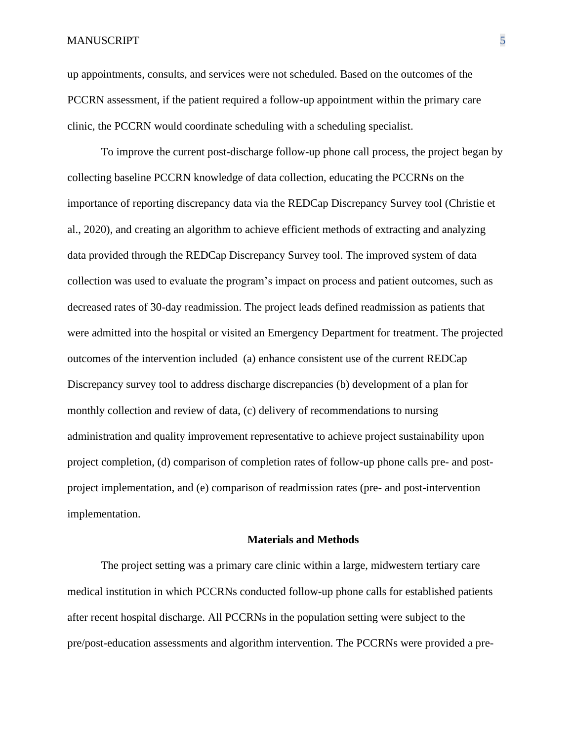up appointments, consults, and services were not scheduled. Based on the outcomes of the PCCRN assessment, if the patient required a follow-up appointment within the primary care clinic, the PCCRN would coordinate scheduling with a scheduling specialist.

To improve the current post-discharge follow-up phone call process, the project began by collecting baseline PCCRN knowledge of data collection, educating the PCCRNs on the importance of reporting discrepancy data via the REDCap Discrepancy Survey tool (Christie et al., 2020), and creating an algorithm to achieve efficient methods of extracting and analyzing data provided through the REDCap Discrepancy Survey tool. The improved system of data collection was used to evaluate the program's impact on process and patient outcomes, such as decreased rates of 30-day readmission. The project leads defined readmission as patients that were admitted into the hospital or visited an Emergency Department for treatment. The projected outcomes of the intervention included (a) enhance consistent use of the current REDCap Discrepancy survey tool to address discharge discrepancies (b) development of a plan for monthly collection and review of data, (c) delivery of recommendations to nursing administration and quality improvement representative to achieve project sustainability upon project completion, (d) comparison of completion rates of follow-up phone calls pre- and post-project implementation, and (e) comparison of readmission rates (pre- and post-intervention implementation.

## Materials and Methods

The project setting was a primary care clinic within a large, midwestern tertiary care medical institution in which PCCRNs conducted follow-up phone calls for established patients after recent hospital discharge. All PCCRNs in the population setting were subject to the pre/post-education assessments and algorithm intervention. The PCCRNs were provided a pre-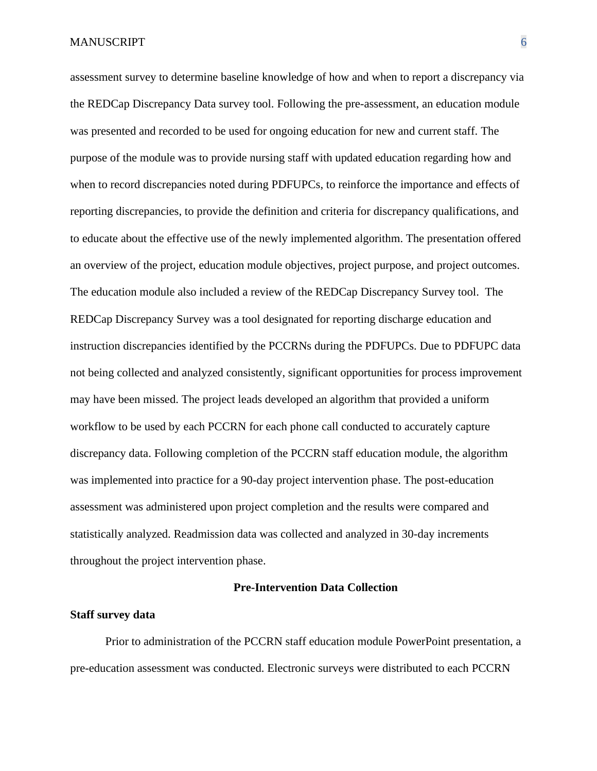assessment survey to determine baseline knowledge of how and when to report a discrepancy via the REDCap Discrepancy Data survey tool. Following the pre-assessment, an education module was presented and recorded to be used for ongoing education for new and current staff. The purpose of the module was to provide nursing staff with updated education regarding how and when to record discrepancies noted during PDFUPCs, to reinforce the importance and effects of reporting discrepancies, to provide the definition and criteria for discrepancy qualifications, and to educate about the effective use of the newly implemented algorithm. The presentation offered an overview of the project, education module objectives, project purpose, and project outcomes. The education module also included a review of the REDCap Discrepancy Survey tool. The REDCap Discrepancy Survey was a tool designated for reporting discharge education and instruction discrepancies identified by the PCCRNs during the PDFUPCs. Due to PDFUPC data not being collected and analyzed consistently, significant opportunities for process improvement may have been missed. The project leads developed an algorithm that provided a uniform workflow to be used by each PCCRN for each phone call conducted to accurately capture discrepancy data. Following completion of the PCCRN staff education module, the algorithm was implemented into practice for a 90-day project intervention phase. The post-education assessment was administered upon project completion and the results were compared and statistically analyzed. Readmission data was collected and analyzed in 30-day increments throughout the project intervention phase.

## Pre-Intervention Data Collection

### Staff survey data

Prior to administration of the PCCRN staff education module PowerPoint presentation, a pre-education assessment was conducted. Electronic surveys were distributed to each PCCRN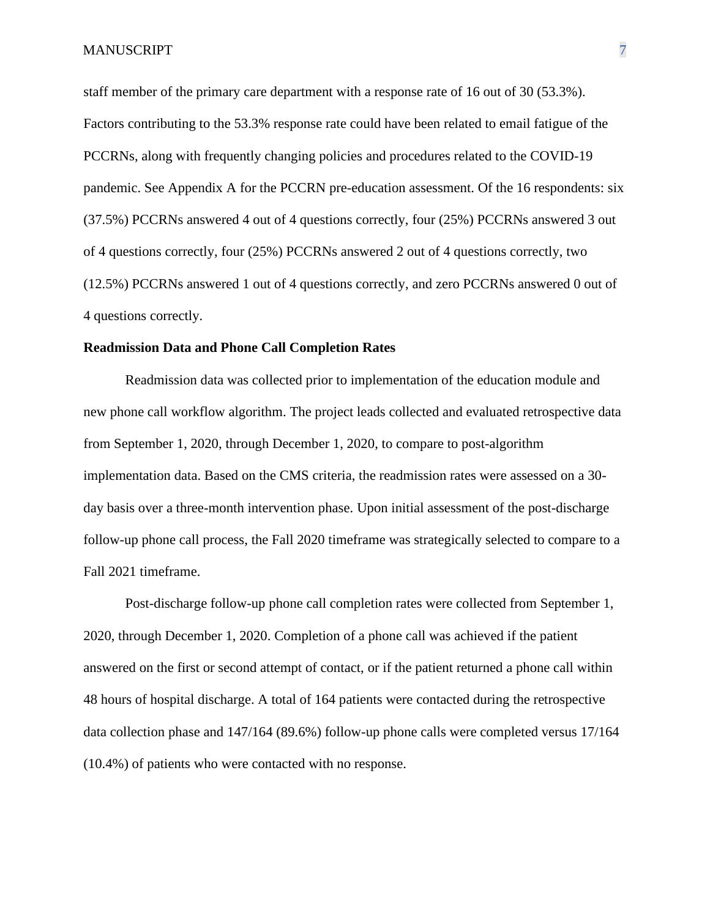staff member of the primary care department with a response rate of 16 out of 30 (53.3%). Factors contributing to the 53.3% response rate could have been related to email fatigue of the PCCRNs, along with frequently changing policies and procedures related to the COVID-19 pandemic. See Appendix A for the PCCRN pre-education assessment. Of the 16 respondents: six (37.5%) PCCRNs answered 4 out of 4 questions correctly, four (25%) PCCRNs answered 3 out of 4 questions correctly, four (25%) PCCRNs answered 2 out of 4 questions correctly, two (12.5%) PCCRNs answered 1 out of 4 questions correctly, and zero PCCRNs answered 0 out of 4 questions correctly.

**Readmission Data and Phone Call Completion Rates**

Readmission data was collected prior to implementation of the education module and new phone call workflow algorithm. The project leads collected and evaluated retrospective data from September 1, 2020, through December 1, 2020, to compare to post-algorithm implementation data. Based on the CMS criteria, the readmission rates were assessed on a 30-day basis over a three-month intervention phase. Upon initial assessment of the post-discharge follow-up phone call process, the Fall 2020 timeframe was strategically selected to compare to a Fall 2021 timeframe.

Post-discharge follow-up phone call completion rates were collected from September 1, 2020, through December 1, 2020. Completion of a phone call was achieved if the patient answered on the first or second attempt of contact, or if the patient returned a phone call within 48 hours of hospital discharge. A total of 164 patients were contacted during the retrospective data collection phase and 147/164 (89.6%) follow-up phone calls were completed versus 17/164 (10.4%) of patients who were contacted with no response.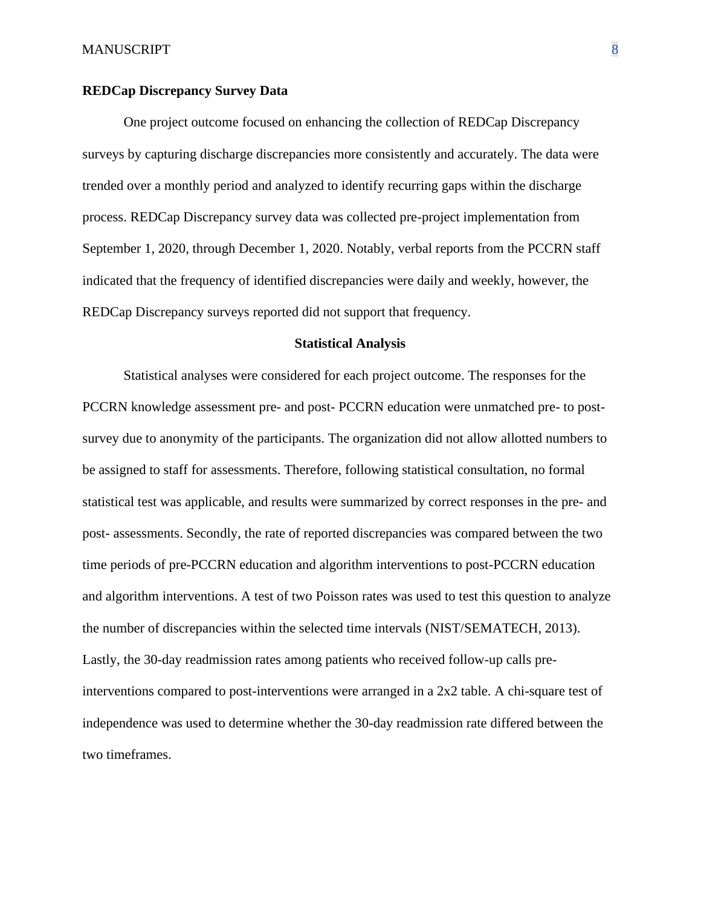**REDCap Discrepancy Survey Data**

One project outcome focused on enhancing the collection of REDCap Discrepancy surveys by capturing discharge discrepancies more consistently and accurately. The data were trended over a monthly period and analyzed to identify recurring gaps within the discharge process. REDCap Discrepancy survey data was collected pre-project implementation from September 1, 2020, through December 1, 2020. Notably, verbal reports from the PCCRN staff indicated that the frequency of identified discrepancies were daily and weekly, however, the REDCap Discrepancy surveys reported did not support that frequency.

## Statistical Analysis

Statistical analyses were considered for each project outcome. The responses for the PCCRN knowledge assessment pre- and post- PCCRN education were unmatched pre- to post-survey due to anonymity of the participants. The organization did not allow allotted numbers to be assigned to staff for assessments. Therefore, following statistical consultation, no formal statistical test was applicable, and results were summarized by correct responses in the pre- and post- assessments. Secondly, the rate of reported discrepancies was compared between the two time periods of pre-PCCRN education and algorithm interventions to post-PCCRN education and algorithm interventions. A test of two Poisson rates was used to test this question to analyze the number of discrepancies within the selected time intervals (NIST/SEMATECH, 2013). Lastly, the 30-day readmission rates among patients who received follow-up calls pre-interventions compared to post-interventions were arranged in a 2x2 table. A chi-square test of independence was used to determine whether the 30-day readmission rate differed between the two timeframes.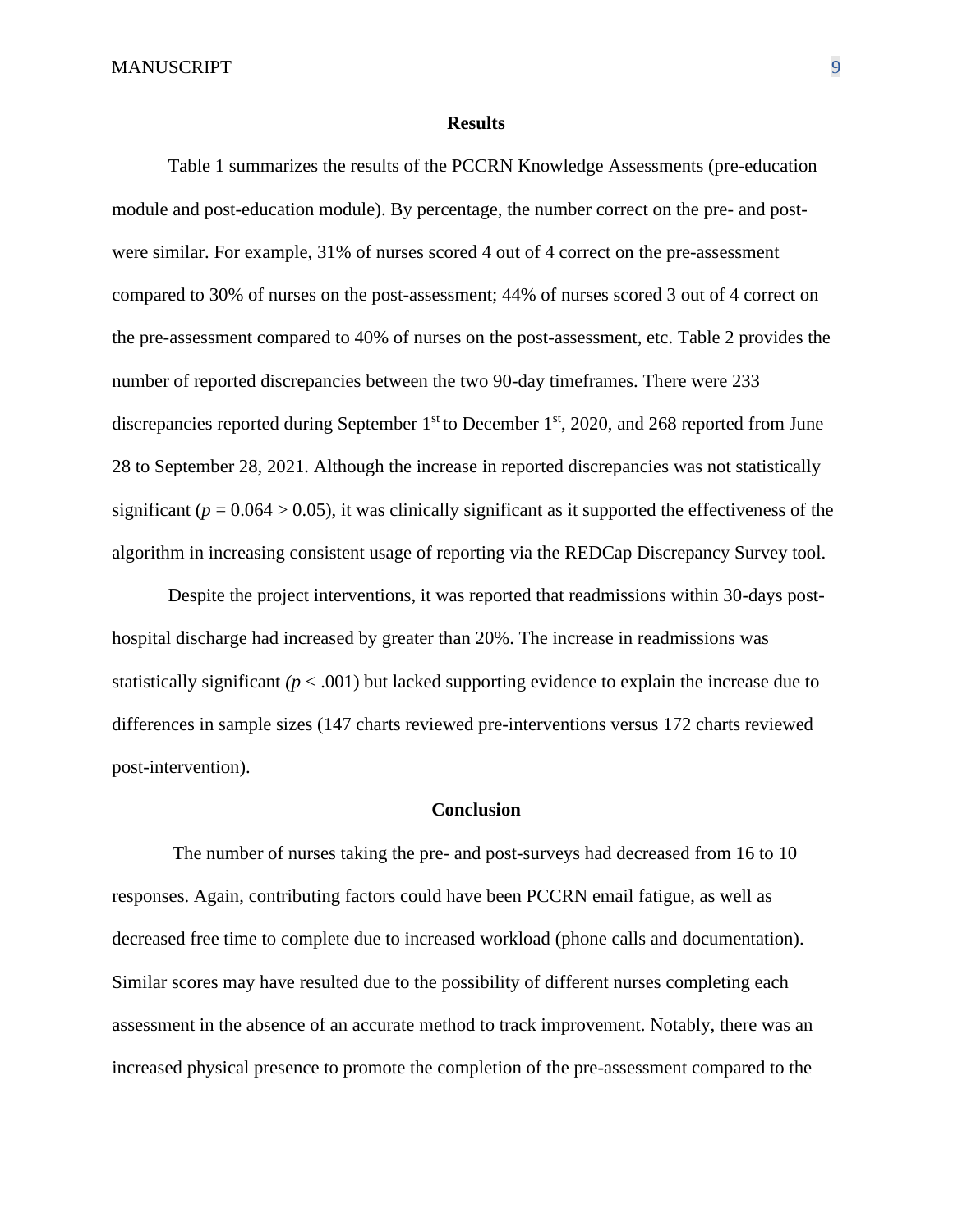## Results

Table 1 summarizes the results of the PCCRN Knowledge Assessments (pre-education module and post-education module). By percentage, the number correct on the pre- and post- were similar. For example, 31% of nurses scored 4 out of 4 correct on the pre-assessment compared to 30% of nurses on the post-assessment; 44% of nurses scored 3 out of 4 correct on the pre-assessment compared to 40% of nurses on the post-assessment, etc. Table 2 provides the number of reported discrepancies between the two 90-day timeframes. There were 233 discrepancies reported during September 1st to December 1st, 2020, and 268 reported from June 28 to September 28, 2021. Although the increase in reported discrepancies was not statistically significant ($p = 0.064 > 0.05$), it was clinically significant as it supported the effectiveness of the algorithm in increasing consistent usage of reporting via the REDCap Discrepancy Survey tool.

Despite the project interventions, it was reported that readmissions within 30-days post-hospital discharge had increased by greater than 20%. The increase in readmissions was statistically significant ($p < .001$) but lacked supporting evidence to explain the increase due to differences in sample sizes (147 charts reviewed pre-interventions versus 172 charts reviewed post-intervention).

## Conclusion

The number of nurses taking the pre- and post-surveys had decreased from 16 to 10 responses. Again, contributing factors could have been PCCRN email fatigue, as well as decreased free time to complete due to increased workload (phone calls and documentation). Similar scores may have resulted due to the possibility of different nurses completing each assessment in the absence of an accurate method to track improvement. Notably, there was an increased physical presence to promote the completion of the pre-assessment compared to the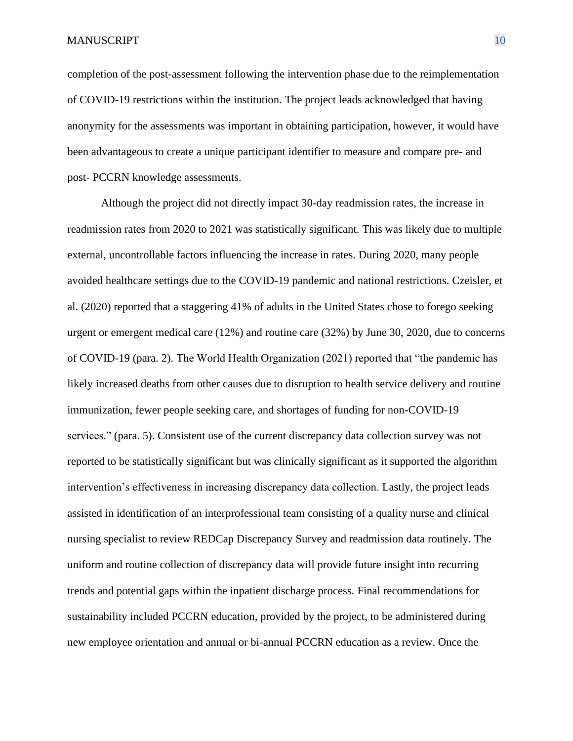completion of the post-assessment following the intervention phase due to the reimplementation of COVID-19 restrictions within the institution. The project leads acknowledged that having anonymity for the assessments was important in obtaining participation, however, it would have been advantageous to create a unique participant identifier to measure and compare pre- and post- PCCRN knowledge assessments.

Although the project did not directly impact 30-day readmission rates, the increase in readmission rates from 2020 to 2021 was statistically significant. This was likely due to multiple external, uncontrollable factors influencing the increase in rates. During 2020, many people avoided healthcare settings due to the COVID-19 pandemic and national restrictions. Czeisler, et al. (2020) reported that a staggering 41% of adults in the United States chose to forego seeking urgent or emergent medical care (12%) and routine care (32%) by June 30, 2020, due to concerns of COVID-19 (para. 2). The World Health Organization (2021) reported that "the pandemic has likely increased deaths from other causes due to disruption to health service delivery and routine immunization, fewer people seeking care, and shortages of funding for non-COVID-19 services." (para. 5). Consistent use of the current discrepancy data collection survey was not reported to be statistically significant but was clinically significant as it supported the algorithm intervention's effectiveness in increasing discrepancy data collection. Lastly, the project leads assisted in identification of an interprofessional team consisting of a quality nurse and clinical nursing specialist to review REDCap Discrepancy Survey and readmission data routinely. The uniform and routine collection of discrepancy data will provide future insight into recurring trends and potential gaps within the inpatient discharge process. Final recommendations for sustainability included PCCRN education, provided by the project, to be administered during new employee orientation and annual or bi-annual PCCRN education as a review. Once the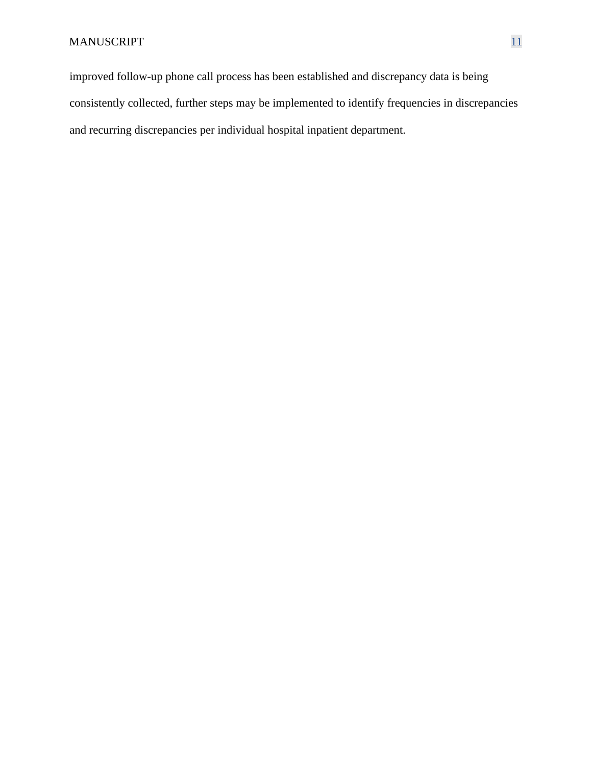improved follow-up phone call process has been established and discrepancy data is being consistently collected, further steps may be implemented to identify frequencies in discrepancies and recurring discrepancies per individual hospital inpatient department.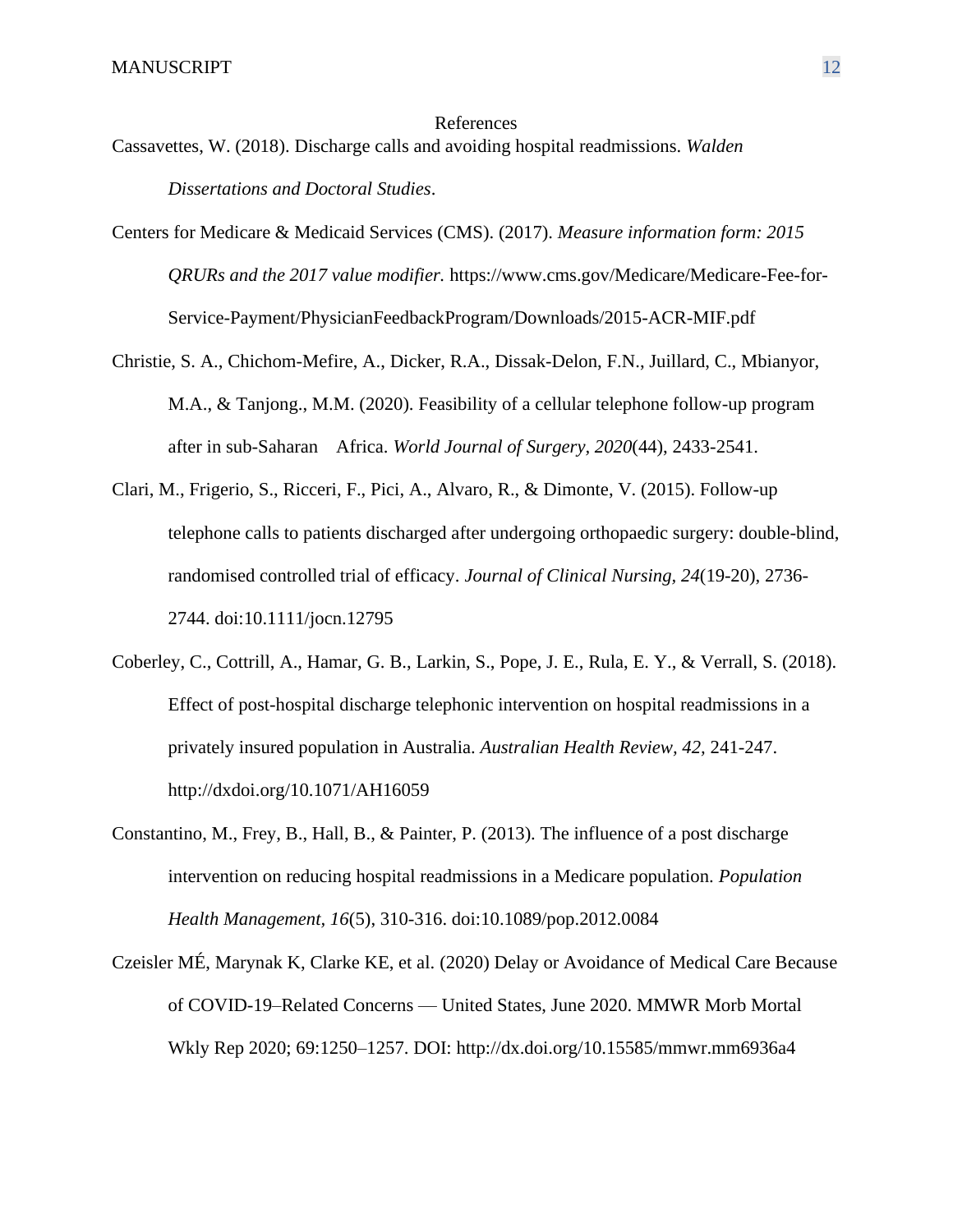# References

Cassavettes, W. (2018). Discharge calls and avoiding hospital readmissions. *Walden Dissertations and Doctoral Studies*.

Centers for Medicare & Medicaid Services (CMS). (2017). *Measure information form: 2015 QRURs and the 2017 value modifier.* https://www.cms.gov/Medicare/Medicare-Fee-for-Service-Payment/PhysicianFeedbackProgram/Downloads/2015-ACR-MIF.pdf

Christie, S. A., Chichom-Mefire, A., Dicker, R.A., Dissak-Delon, F.N., Juillard, C., Mbianyor, M.A., & Tanjong., M.M. (2020). Feasibility of a cellular telephone follow-up program after in sub-Saharan Africa. *World Journal of Surgery*, *2020*(44), 2433-2541.

Clari, M., Frigerio, S., Ricceri, F., Pici, A., Alvaro, R., & Dimonte, V. (2015). Follow-up telephone calls to patients discharged after undergoing orthopaedic surgery: double-blind, randomised controlled trial of efficacy. *Journal of Clinical Nursing, 24*(19-20), 2736-2744. doi:10.1111/jocn.12795

Coberley, C., Cottrill, A., Hamar, G. B., Larkin, S., Pope, J. E., Rula, E. Y., & Verrall, S. (2018). Effect of post-hospital discharge telephonic intervention on hospital readmissions in a privately insured population in Australia. *Australian Health Review, 42,* 241-247. http://dxdoi.org/10.1071/AH16059

Constantino, M., Frey, B., Hall, B., & Painter, P. (2013). The influence of a post discharge intervention on reducing hospital readmissions in a Medicare population. *Population Health Management*, *16*(5), 310-316. doi:10.1089/pop.2012.0084

Czeisler MÉ, Marynak K, Clarke KE, et al. (2020) Delay or Avoidance of Medical Care Because of COVID-19–Related Concerns — United States, June 2020. MMWR Morb Mortal Wkly Rep 2020; 69:1250–1257. DOI: http://dx.doi.org/10.15585/mmwr.mm6936a4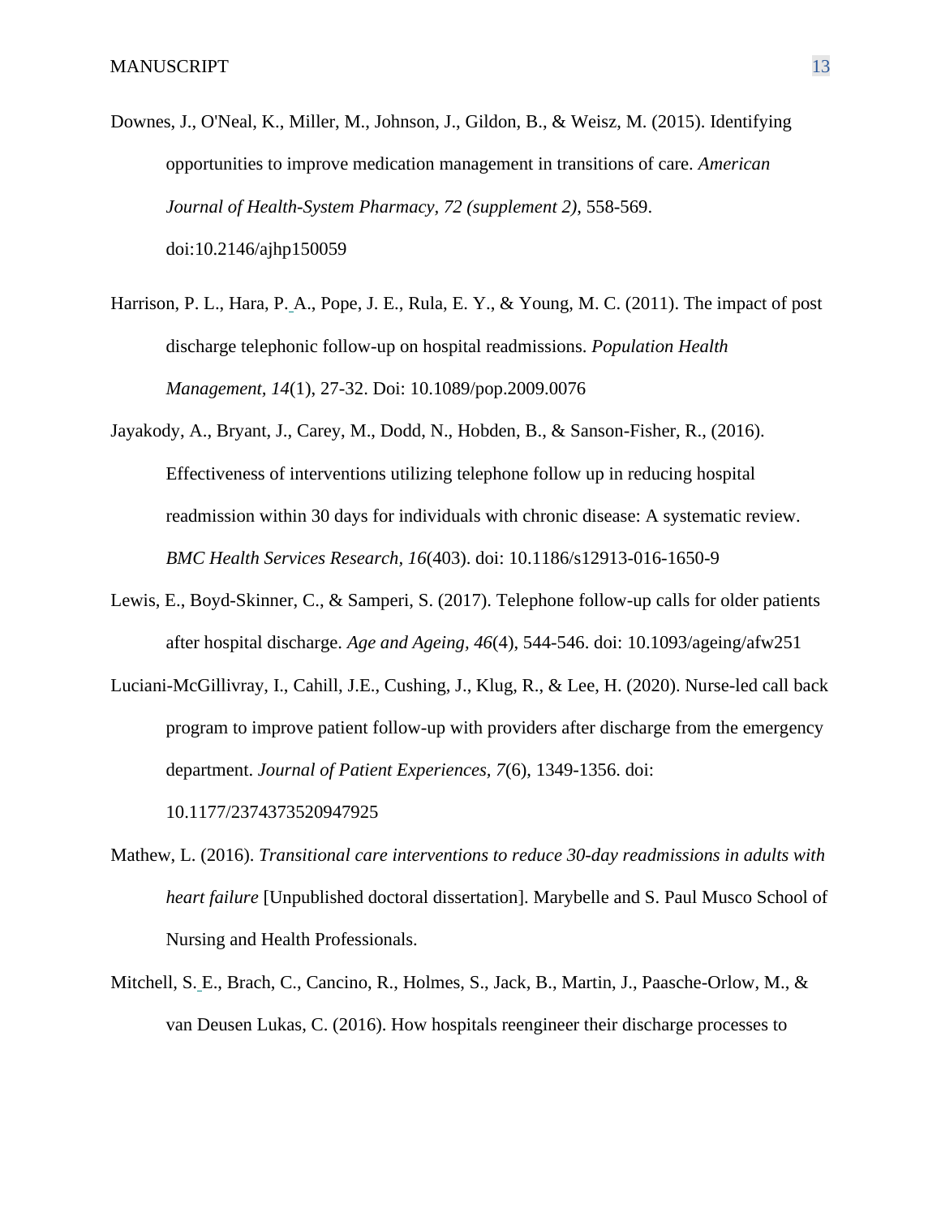Downes, J., O'Neal, K., Miller, M., Johnson, J., Gildon, B., & Weisz, M. (2015). Identifying opportunities to improve medication management in transitions of care. *American Journal of Health-System Pharmacy, 72 (supplement 2),* 558-569. doi:10.2146/ajhp150059

Harrison, P. L., Hara, P. A., Pope, J. E., Rula, E. Y., & Young, M. C. (2011). The impact of post discharge telephonic follow-up on hospital readmissions. *Population Health Management, 14*(1), 27-32. Doi: 10.1089/pop.2009.0076

Jayakody, A., Bryant, J., Carey, M., Dodd, N., Hobden, B., & Sanson-Fisher, R., (2016). Effectiveness of interventions utilizing telephone follow up in reducing hospital readmission within 30 days for individuals with chronic disease: A systematic review. *BMC Health Services Research, 16*(403). doi: 10.1186/s12913-016-1650-9

Lewis, E., Boyd-Skinner, C., & Samperi, S. (2017). Telephone follow-up calls for older patients after hospital discharge. *Age and Ageing, 46*(4), 544-546. doi: 10.1093/ageing/afw251

Luciani-McGillivray, I., Cahill, J.E., Cushing, J., Klug, R., & Lee, H. (2020). Nurse-led call back program to improve patient follow-up with providers after discharge from the emergency department. *Journal of Patient Experiences, 7*(6), 1349-1356. doi: 10.1177/2374373520947925

Mathew, L. (2016). *Transitional care interventions to reduce 30-day readmissions in adults with heart failure* [Unpublished doctoral dissertation]. Marybelle and S. Paul Musco School of Nursing and Health Professionals.

Mitchell, S. E., Brach, C., Cancino, R., Holmes, S., Jack, B., Martin, J., Paasche-Orlow, M., & van Deusen Lukas, C. (2016). How hospitals reengineer their discharge processes to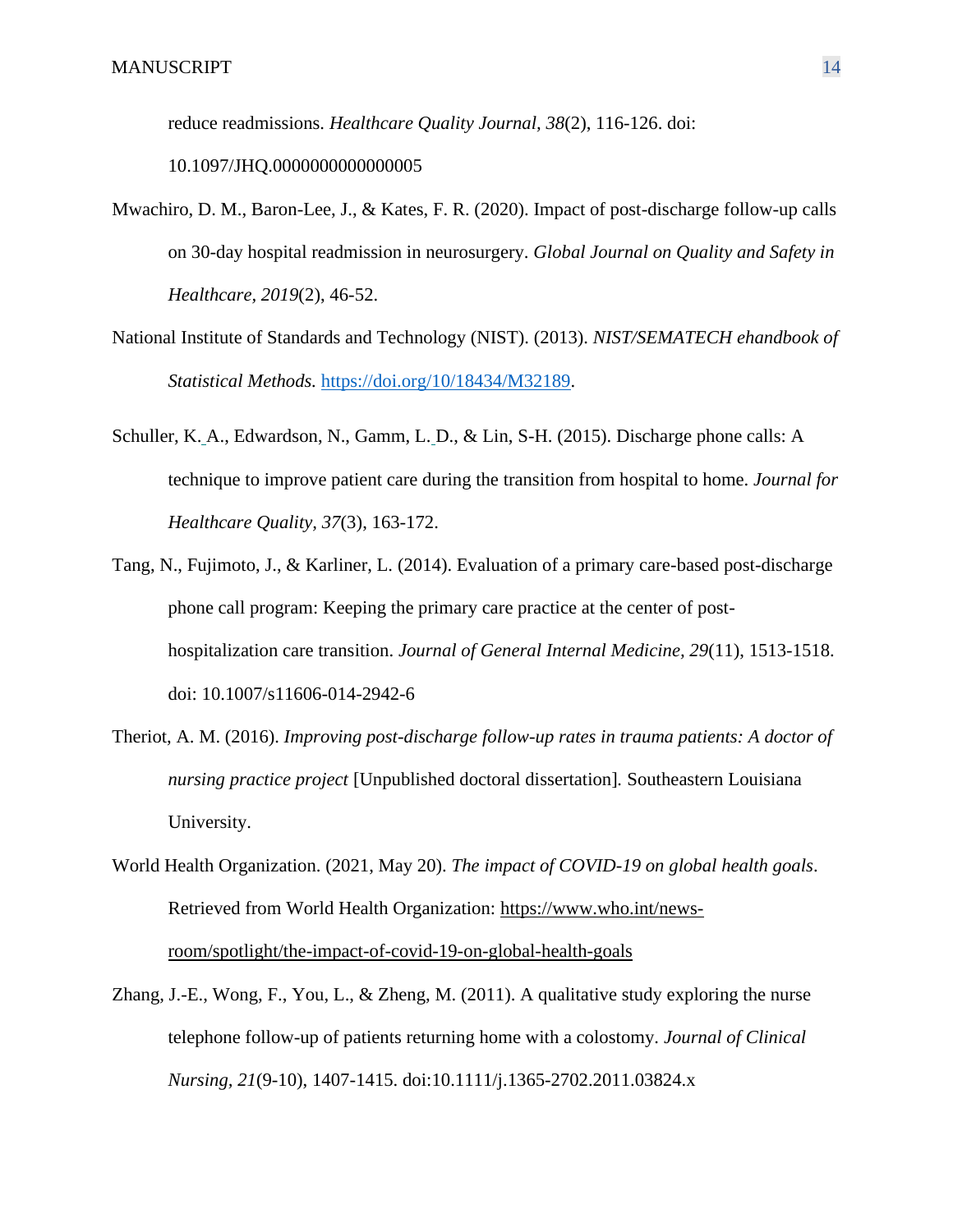reduce readmissions. *Healthcare Quality Journal, 38*(2), 116-126. doi: 10.1097/JHQ.0000000000000005

Mwachiro, D. M., Baron-Lee, J., & Kates, F. R. (2020). Impact of post-discharge follow-up calls on 30-day hospital readmission in neurosurgery. *Global Journal on Quality and Safety in Healthcare, 2019*(2), 46-52.

National Institute of Standards and Technology (NIST). (2013). *NIST/SEMATECH ehandbook of Statistical Methods.* https://doi.org/10/18434/M32189.

Schuller, K. A., Edwardson, N., Gamm, L. D., & Lin, S-H. (2015). Discharge phone calls: A technique to improve patient care during the transition from hospital to home. *Journal for Healthcare Quality, 37*(3), 163-172.

Tang, N., Fujimoto, J., & Karliner, L. (2014). Evaluation of a primary care-based post-discharge phone call program: Keeping the primary care practice at the center of post-hospitalization care transition. *Journal of General Internal Medicine, 29*(11), 1513-1518. doi: 10.1007/s11606-014-2942-6

Theriot, A. M. (2016). *Improving post-discharge follow-up rates in trauma patients: A doctor of nursing practice project* [Unpublished doctoral dissertation]. Southeastern Louisiana University.

World Health Organization. (2021, May 20). *The impact of COVID-19 on global health goals*. Retrieved from World Health Organization: https://www.who.int/news-room/spotlight/the-impact-of-covid-19-on-global-health-goals

Zhang, J.-E., Wong, F., You, L., & Zheng, M. (2011). A qualitative study exploring the nurse telephone follow-up of patients returning home with a colostomy. *Journal of Clinical Nursing, 21*(9-10), 1407-1415. doi:10.1111/j.1365-2702.2011.03824.x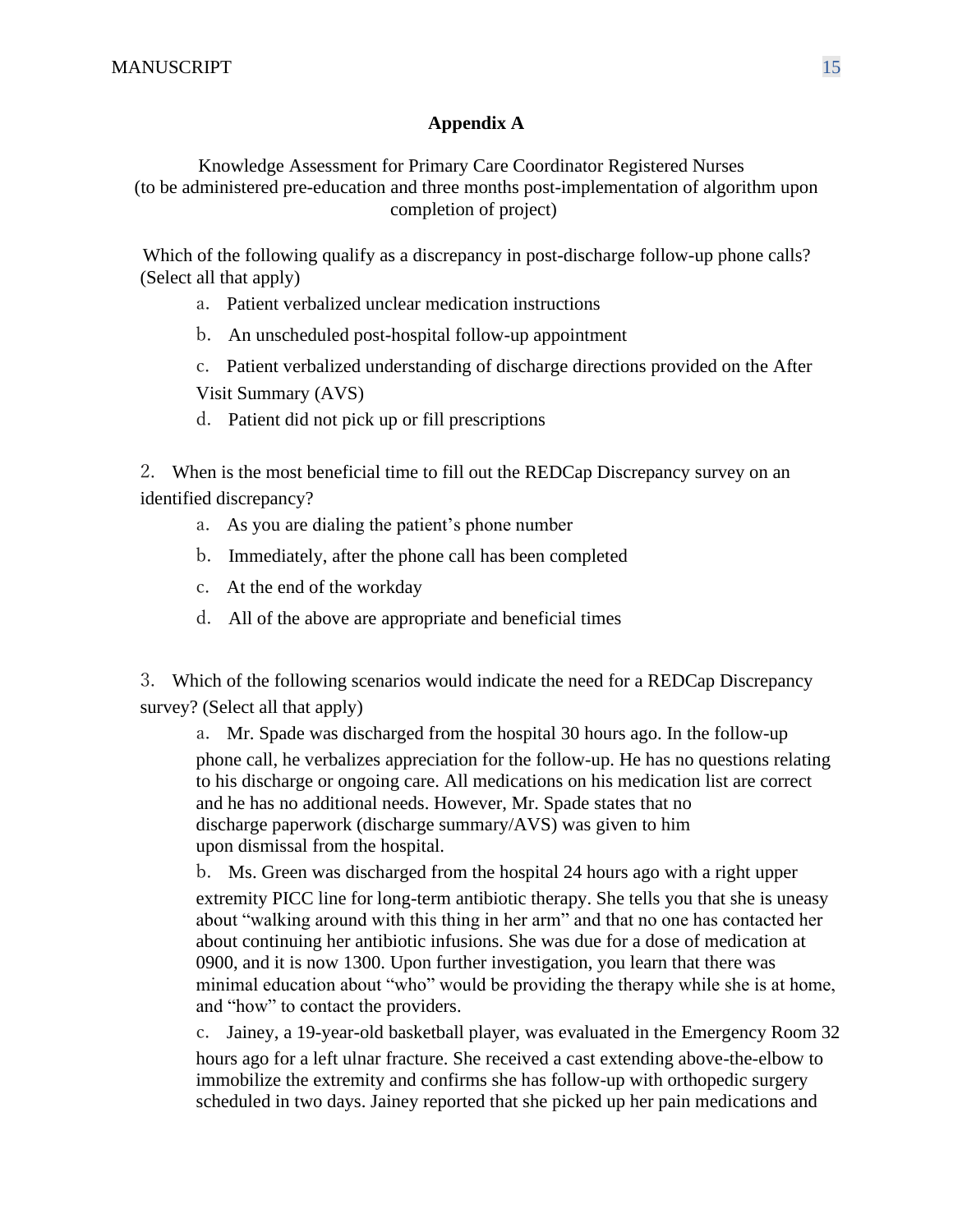## Appendix A

Knowledge Assessment for Primary Care Coordinator Registered Nurses
(to be administered pre-education and three months post-implementation of algorithm upon completion of project)

Which of the following qualify as a discrepancy in post-discharge follow-up phone calls? (Select all that apply)

a. Patient verbalized unclear medication instructions

b. An unscheduled post-hospital follow-up appointment

c. Patient verbalized understanding of discharge directions provided on the After Visit Summary (AVS)

d. Patient did not pick up or fill prescriptions

2. When is the most beneficial time to fill out the REDCap Discrepancy survey on an identified discrepancy?

a. As you are dialing the patient's phone number

b. Immediately, after the phone call has been completed

c. At the end of the workday

d. All of the above are appropriate and beneficial times

3. Which of the following scenarios would indicate the need for a REDCap Discrepancy survey? (Select all that apply)

a. Mr. Spade was discharged from the hospital 30 hours ago. In the follow-up phone call, he verbalizes appreciation for the follow-up. He has no questions relating to his discharge or ongoing care. All medications on his medication list are correct and he has no additional needs. However, Mr. Spade states that no discharge paperwork (discharge summary/AVS) was given to him upon dismissal from the hospital.

b. Ms. Green was discharged from the hospital 24 hours ago with a right upper extremity PICC line for long-term antibiotic therapy. She tells you that she is uneasy about "walking around with this thing in her arm" and that no one has contacted her about continuing her antibiotic infusions. She was due for a dose of medication at 0900, and it is now 1300. Upon further investigation, you learn that there was minimal education about "who" would be providing the therapy while she is at home, and "how" to contact the providers.

c. Jainey, a 19-year-old basketball player, was evaluated in the Emergency Room 32 hours ago for a left ulnar fracture. She received a cast extending above-the-elbow to immobilize the extremity and confirms she has follow-up with orthopedic surgery scheduled in two days. Jainey reported that she picked up her pain medications and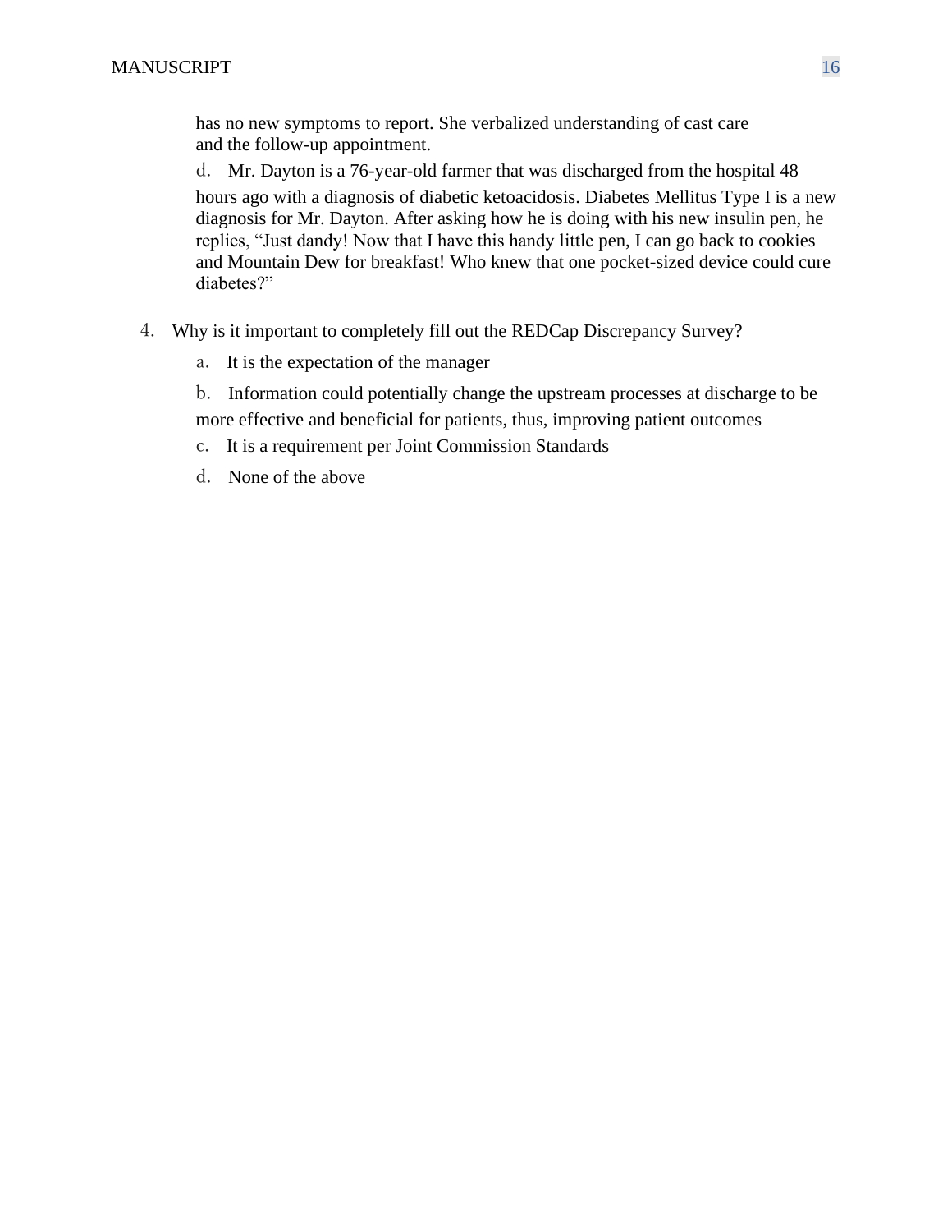has no new symptoms to report. She verbalized understanding of cast care and the follow-up appointment.

d. Mr. Dayton is a 76-year-old farmer that was discharged from the hospital 48 hours ago with a diagnosis of diabetic ketoacidosis. Diabetes Mellitus Type I is a new diagnosis for Mr. Dayton. After asking how he is doing with his new insulin pen, he replies, "Just dandy! Now that I have this handy little pen, I can go back to cookies and Mountain Dew for breakfast! Who knew that one pocket-sized device could cure diabetes?"

4. Why is it important to completely fill out the REDCap Discrepancy Survey?

   a. It is the expectation of the manager

   b. Information could potentially change the upstream processes at discharge to be more effective and beneficial for patients, thus, improving patient outcomes

   c. It is a requirement per Joint Commission Standards

   d. None of the above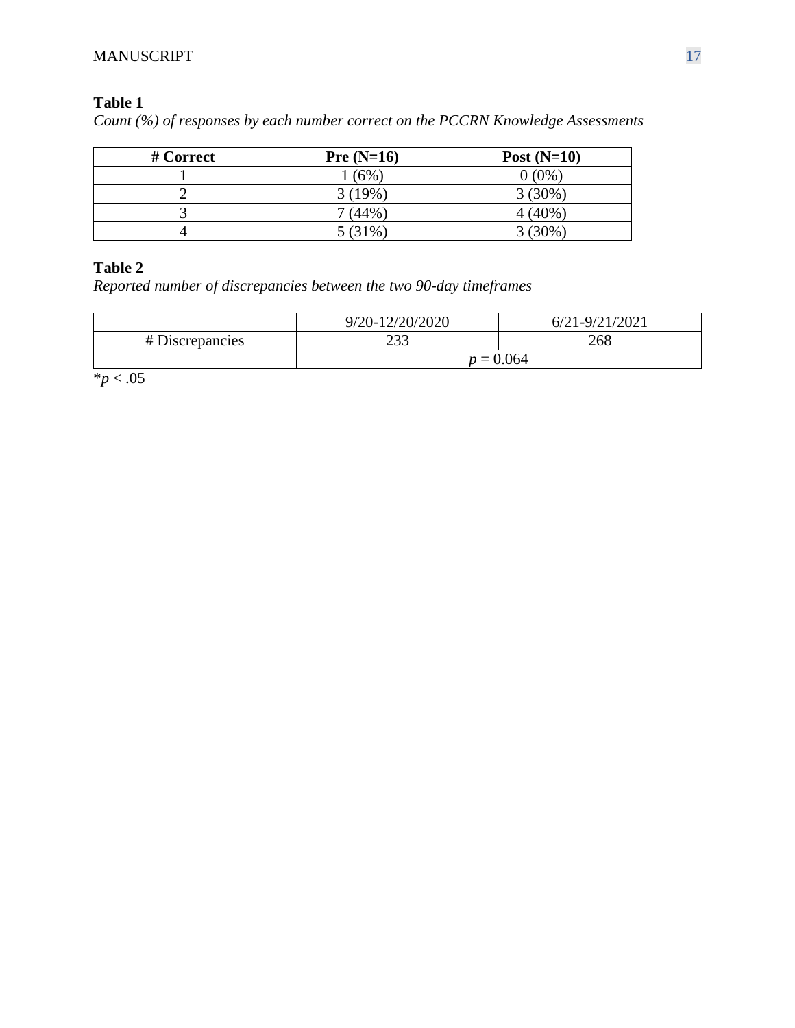**Table 1**

*Count (%) of responses by each number correct on the PCCRN Knowledge Assessments*

| # Correct | Pre (N=16) | Post (N=10) |
|---|---|---|
| 1 | 1 (6%) | 0 (0%) |
| 2 | 3 (19%) | 3 (30%) |
| 3 | 7 (44%) | 4 (40%) |
| 4 | 5 (31%) | 3 (30%) |

**Table 2**

*Reported number of discrepancies between the two 90-day timeframes*

| | 9/20-12/20/2020 | 6/21-9/21/2021 |
|---|---|---|
| # Discrepancies | 233 | 268 |
| | $p = 0.064$ | |

*$p < .05$